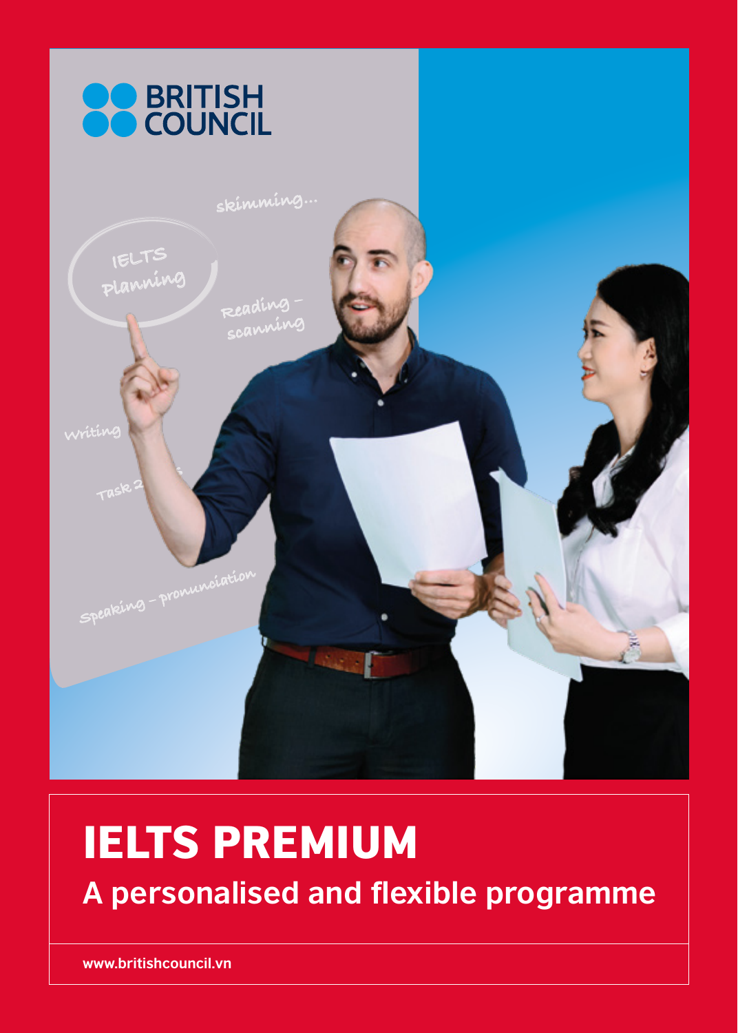BRITISH COUNCIL

# IELTS PREMIUM

## A personalised and flexible programme

www.britishcouncil.vn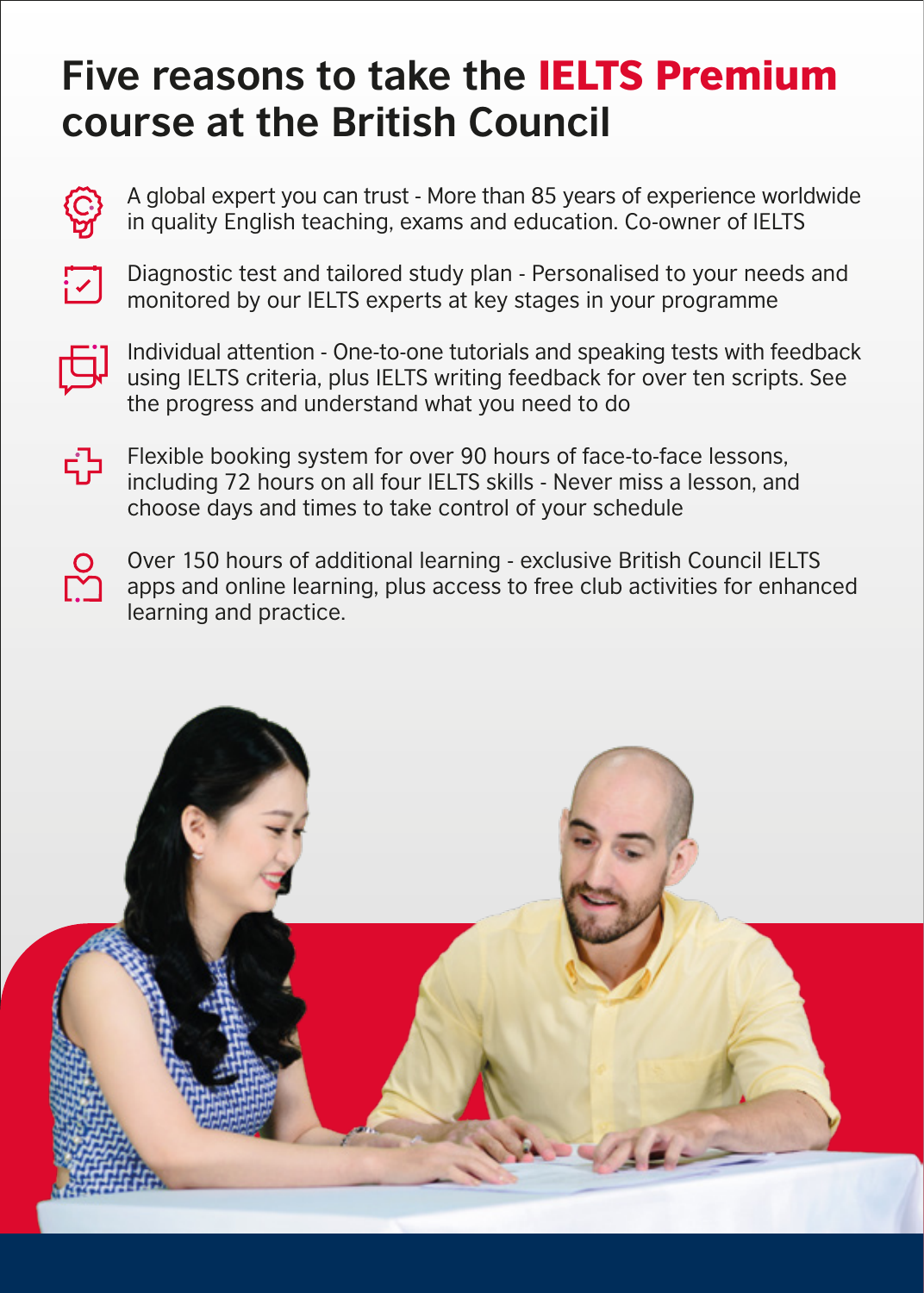# Five reasons to take the **IELTS Premium** course at the British Council

- A global expert you can trust - More than 85 years of experience worldwide in quality English teaching, exams and education. Co-owner of IELTS
- Diagnostic test and tailored study plan - Personalised to your needs and monitored by our IELTS experts at key stages in your programme
- Individual attention - One-to-one tutorials and speaking tests with feedback using IELTS criteria, plus IELTS writing feedback for over ten scripts. See the progress and understand what you need to do
- Flexible booking system for over 90 hours of face-to-face lessons, including 72 hours on all four IELTS skills - Never miss a lesson, and choose days and times to take control of your schedule
- Over 150 hours of additional learning - exclusive British Council IELTS apps and online learning, plus access to free club activities for enhanced learning and practice.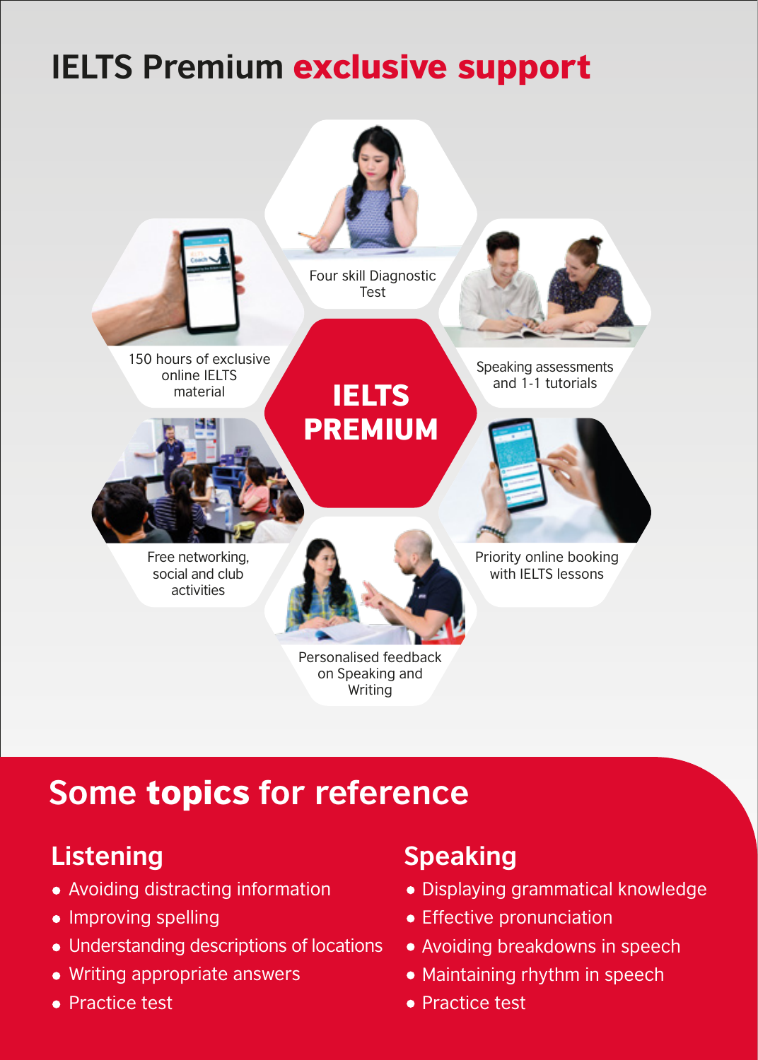# IELTS Premium exclusive support

**IELTS PREMIUM**

- Four skill Diagnostic Test
- Speaking assessments and 1-1 tutorials
- Priority online booking with IELTS lessons
- Personalised feedback on Speaking and Writing
- Free networking, social and club activities
- 150 hours of exclusive online IELTS material

## Some topics for reference

### Listening

- Avoiding distracting information
- Improving spelling
- Understanding descriptions of locations
- Writing appropriate answers
- Practice test

### Speaking

- Displaying grammatical knowledge
- Effective pronunciation
- Avoiding breakdowns in speech
- Maintaining rhythm in speech
- Practice test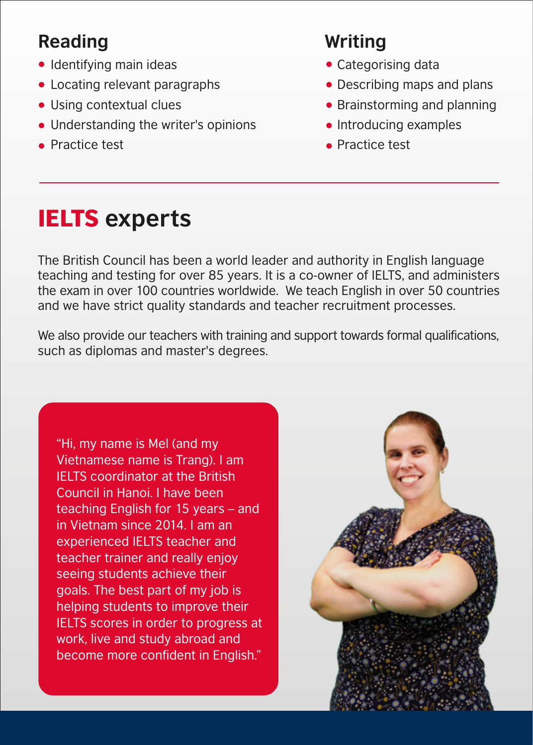## Reading

- Identifying main ideas
- Locating relevant paragraphs
- Using contextual clues
- Understanding the writer's opinions
- Practice test

## Writing

- Categorising data
- Describing maps and plans
- Brainstorming and planning
- Introducing examples
- Practice test

# IELTS experts

The British Council has been a world leader and authority in English language teaching and testing for over 85 years. It is a co-owner of IELTS, and administers the exam in over 100 countries worldwide. We teach English in over 50 countries and we have strict quality standards and teacher recruitment processes.

We also provide our teachers with training and support towards formal qualifications, such as diplomas and master's degrees.

"Hi, my name is Mel (and my Vietnamese name is Trang). I am IELTS coordinator at the British Council in Hanoi. I have been teaching English for 15 years – and in Vietnam since 2014. I am an experienced IELTS teacher and teacher trainer and really enjoy seeing students achieve their goals. The best part of my job is helping students to improve their IELTS scores in order to progress at work, live and study abroad and become more confident in English."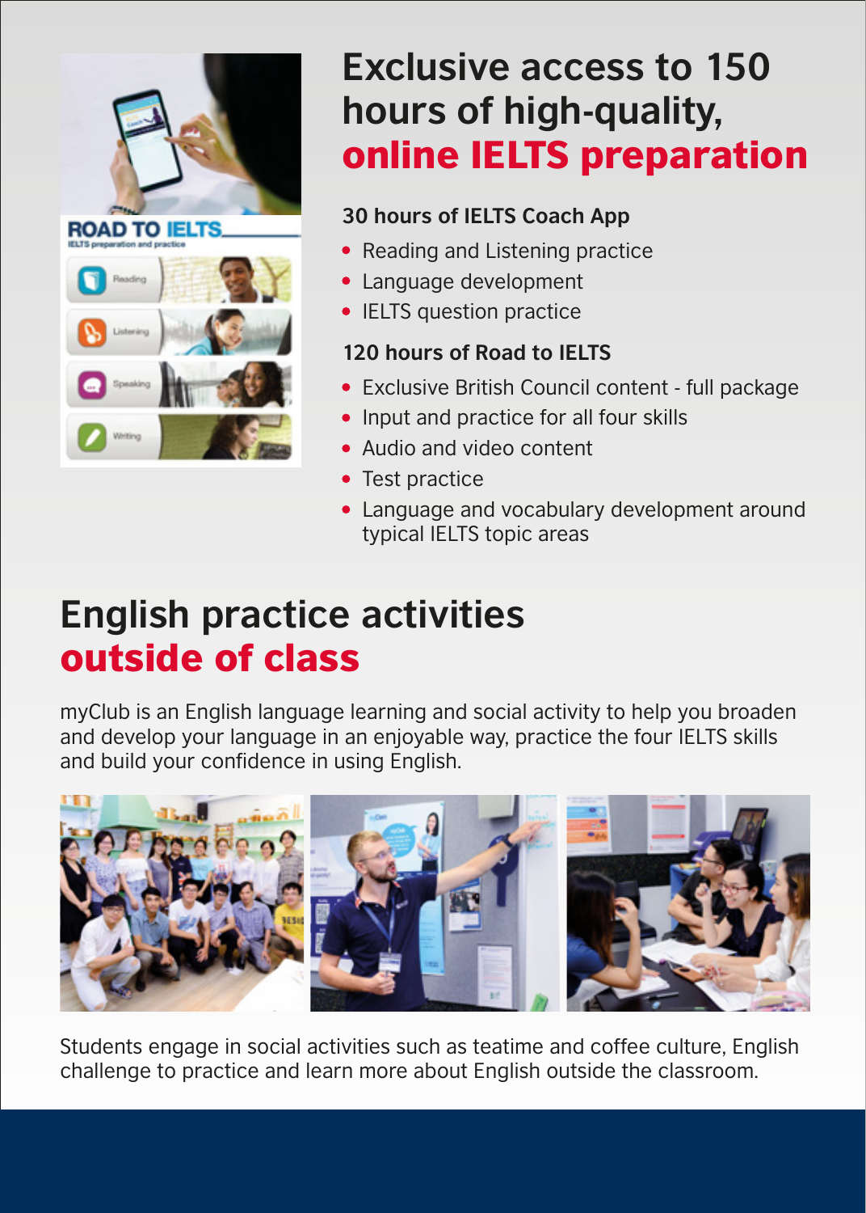# Exclusive access to 150 hours of high-quality, online IELTS preparation

### 30 hours of IELTS Coach App

- Reading and Listening practice
- Language development
- IELTS question practice

### 120 hours of Road to IELTS

- Exclusive British Council content - full package
- Input and practice for all four skills
- Audio and video content
- Test practice
- Language and vocabulary development around typical IELTS topic areas

# English practice activities outside of class

myClub is an English language learning and social activity to help you broaden and develop your language in an enjoyable way, practice the four IELTS skills and build your confidence in using English.

Students engage in social activities such as teatime and coffee culture, English challenge to practice and learn more about English outside the classroom.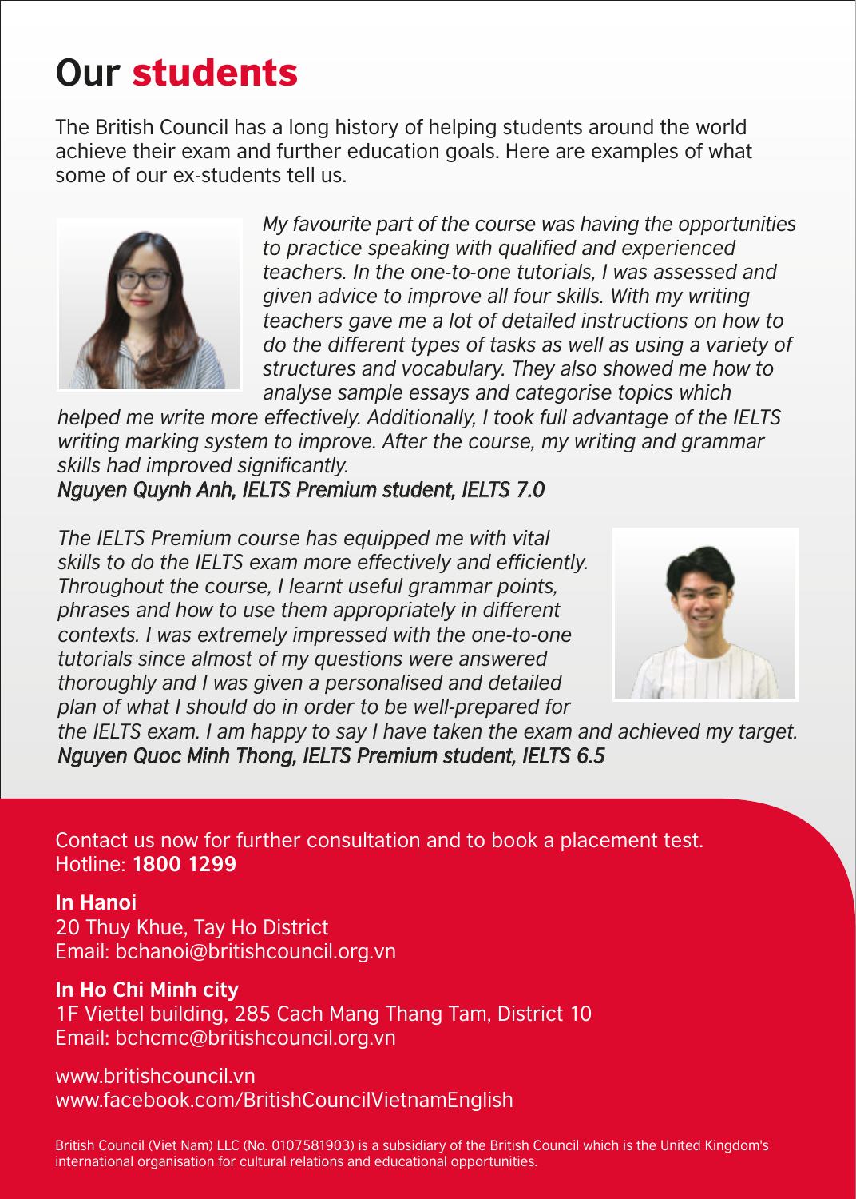# Our **students**

The British Council has a long history of helping students around the world achieve their exam and further education goals. Here are examples of what some of our ex-students tell us.

*My favourite part of the course was having the opportunities to practice speaking with qualified and experienced teachers. In the one-to-one tutorials, I was assessed and given advice to improve all four skills. With my writing teachers gave me a lot of detailed instructions on how to do the different types of tasks as well as using a variety of structures and vocabulary. They also showed me how to analyse sample essays and categorise topics which helped me write more effectively. Additionally, I took full advantage of the IELTS writing marking system to improve. After the course, my writing and grammar skills had improved significantly.*

*Nguyen Quynh Anh, IELTS Premium student, IELTS 7.0*

*The IELTS Premium course has equipped me with vital skills to do the IELTS exam more effectively and efficiently. Throughout the course, I learnt useful grammar points, phrases and how to use them appropriately in different contexts. I was extremely impressed with the one-to-one tutorials since almost of my questions were answered thoroughly and I was given a personalised and detailed plan of what I should do in order to be well-prepared for the IELTS exam. I am happy to say I have taken the exam and achieved my target.*

*Nguyen Quoc Minh Thong, IELTS Premium student, IELTS 6.5*

Contact us now for further consultation and to book a placement test.
Hotline: **1800 1299**

**In Hanoi**
20 Thuy Khue, Tay Ho District
Email: bchanoi@britishcouncil.org.vn

**In Ho Chi Minh city**
1F Viettel building, 285 Cach Mang Thang Tam, District 10
Email: bchcmc@britishcouncil.org.vn

www.britishcouncil.vn
www.facebook.com/BritishCouncilVietnamEnglish

British Council (Viet Nam) LLC (No. 0107581903) is a subsidiary of the British Council which is the United Kingdom's international organisation for cultural relations and educational opportunities.